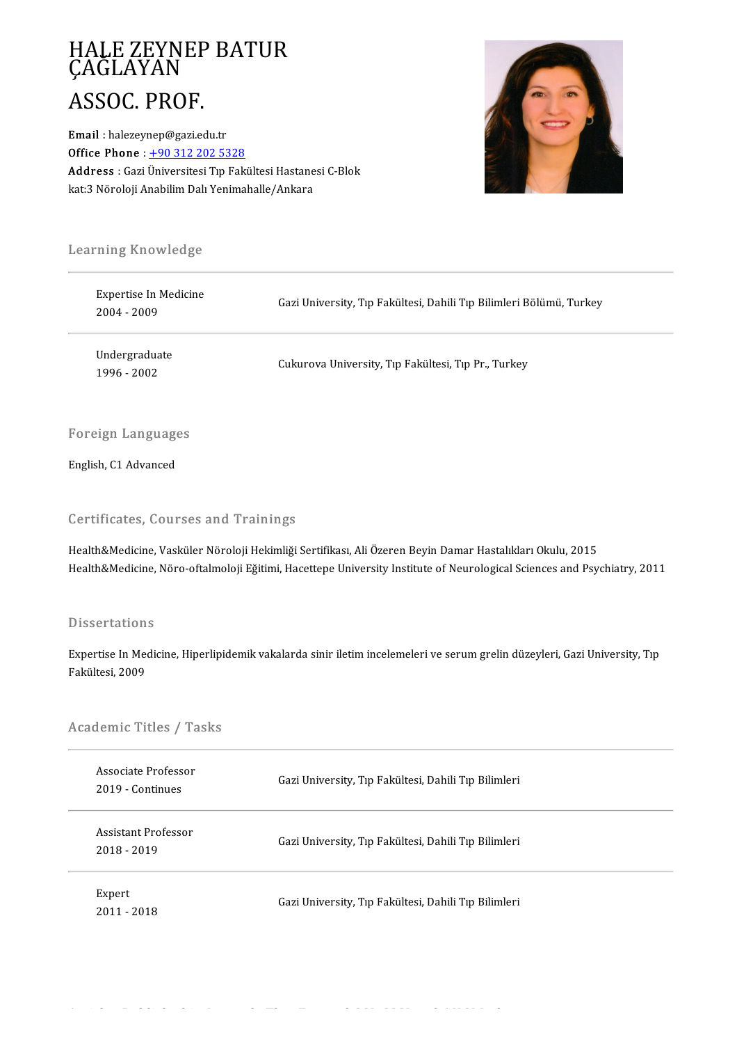# HALE ZEYNEP BATUR ÇAĞLAYAN

## ASSOC. PROF.

**Email** : halezeynep@gazi.edu.tr
**Office Phone** : +90 312 202 5328
**Address** : Gazi Üniversitesi Tıp Fakültesi Hastanesi C-Blok kat:3 Nöroloji Anabilim Dalı Yenimahalle/Ankara

## Learning Knowledge

| | |
|---|---|
| Expertise In Medicine<br>2004 - 2009 | Gazi University, Tıp Fakültesi, Dahili Tıp Bilimleri Bölümü, Turkey |
| Undergraduate<br>1996 - 2002 | Cukurova University, Tıp Fakültesi, Tıp Pr., Turkey |

## Foreign Languages

English, C1 Advanced

## Certificates, Courses and Trainings

Health&Medicine, Vasküler Nöroloji Hekimliği Sertifikası, Ali Özeren Beyin Damar Hastalıkları Okulu, 2015
Health&Medicine, Nöro-oftalmoloji Eğitimi, Hacettepe University Institute of Neurological Sciences and Psychiatry, 2011

## Dissertations

Expertise In Medicine, Hiperlipidemik vakalarda sinir iletim incelemeleri ve serum grelin düzeyleri, Gazi University, Tıp Fakültesi, 2009

## Academic Titles / Tasks

| | |
|---|---|
| Associate Professor<br>2019 - Continues | Gazi University, Tıp Fakültesi, Dahili Tıp Bilimleri |
| Assistant Professor<br>2018 - 2019 | Gazi University, Tıp Fakültesi, Dahili Tıp Bilimleri |
| Expert<br>2011 - 2018 | Gazi University, Tıp Fakültesi, Dahili Tıp Bilimleri |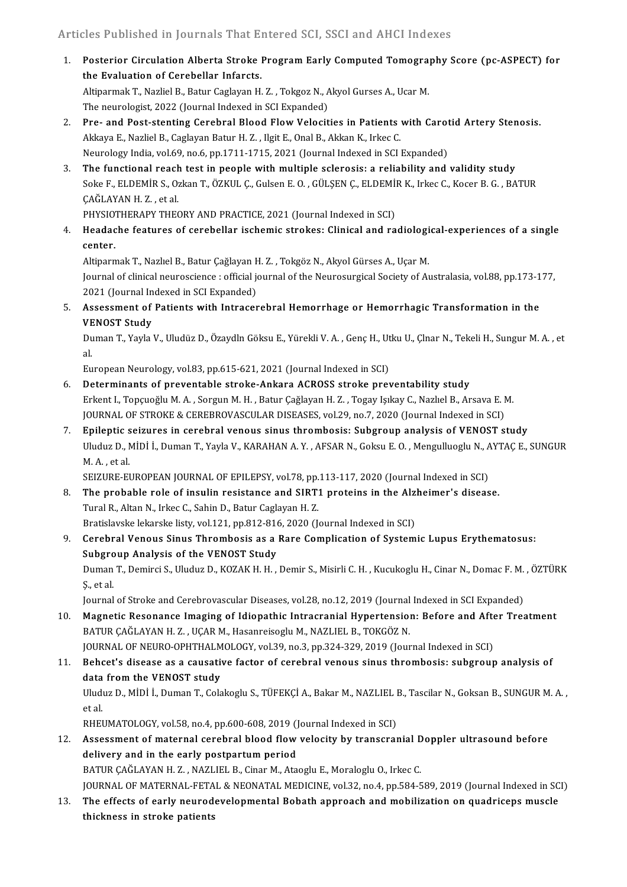## Articles Published in Journals That Entered SCI, SSCI and AHCI Indexes

1. **Posterior Circulation Alberta Stroke Program Early Computed Tomography Score (pc-ASPECT) for the Evaluation of Cerebellar Infarcts.**
   Altiparmak T., Nazliel B., Batur Caglayan H. Z. , Tokgoz N., Akyol Gurses A., Ucar M.
   The neurologist, 2022 (Journal Indexed in SCI Expanded)
2. **Pre- and Post-stenting Cerebral Blood Flow Velocities in Patients with Carotid Artery Stenosis.**
   Akkaya E., Nazliel B., Caglayan Batur H. Z. , Ilgit E., Onal B., Akkan K., Irkec C.
   Neurology India, vol.69, no.6, pp.1711-1715, 2021 (Journal Indexed in SCI Expanded)
3. **The functional reach test in people with multiple sclerosis: a reliability and validity study**
   Soke F., ELDEMİR S., Ozkan T., ÖZKUL Ç., Gulsen E. O. , GÜLŞEN Ç., ELDEMİR K., Irkec C., Kocer B. G. , BATUR ÇAĞLAYAN H. Z. , et al.
   PHYSIOTHERAPY THEORY AND PRACTICE, 2021 (Journal Indexed in SCI)
4. **Headache features of cerebellar ischemic strokes: Clinical and radiological-experiences of a single center.**
   Altiparmak T., Nazlıel B., Batur Çağlayan H. Z. , Tokgöz N., Akyol Gürses A., Uçar M.
   Journal of clinical neuroscience : official journal of the Neurosurgical Society of Australasia, vol.88, pp.173-177, 2021 (Journal Indexed in SCI Expanded)
5. **Assessment of Patients with Intracerebral Hemorrhage or Hemorrhagic Transformation in the VENOST Study**
   Duman T., Yayla V., Uludüz D., Özaydln Göksu E., Yürekli V. A. , Genç H., Utku U., Çlnar N., Tekeli H., Sungur M. A. , et al.
   European Neurology, vol.83, pp.615-621, 2021 (Journal Indexed in SCI)
6. **Determinants of preventable stroke-Ankara ACROSS stroke preventability study**
   Erkent I., Topçuoğlu M. A. , Sorgun M. H. , Batur Çağlayan H. Z. , Togay Işıkay C., Nazlıel B., Arsava E. M.
   JOURNAL OF STROKE & CEREBROVASCULAR DISEASES, vol.29, no.7, 2020 (Journal Indexed in SCI)
7. **Epileptic seizures in cerebral venous sinus thrombosis: Subgroup analysis of VENOST study**
   Uluduz D., MİDİ İ., Duman T., Yayla V., KARAHAN A. Y. , AFSAR N., Goksu E. O. , Mengulluoglu N., AYTAÇ E., SUNGUR M. A. , et al.
   SEIZURE-EUROPEAN JOURNAL OF EPILEPSY, vol.78, pp.113-117, 2020 (Journal Indexed in SCI)
8. **The probable role of insulin resistance and SIRT1 proteins in the Alzheimer's disease.**
   Tural R., Altan N., Irkec C., Sahin D., Batur Caglayan H. Z.
   Bratislavske lekarske listy, vol.121, pp.812-816, 2020 (Journal Indexed in SCI)
9. **Cerebral Venous Sinus Thrombosis as a Rare Complication of Systemic Lupus Erythematosus: Subgroup Analysis of the VENOST Study**
   Duman T., Demirci S., Uluduz D., KOZAK H. H. , Demir S., Misirli C. H. , Kucukoglu H., Cinar N., Domac F. M. , ÖZTÜRK Ş., et al.
   Journal of Stroke and Cerebrovascular Diseases, vol.28, no.12, 2019 (Journal Indexed in SCI Expanded)
10. **Magnetic Resonance Imaging of Idiopathic Intracranial Hypertension: Before and After Treatment**
    BATUR ÇAĞLAYAN H. Z. , UÇAR M., Hasanreisoglu M., NAZLIEL B., TOKGÖZ N.
    JOURNAL OF NEURO-OPHTHALMOLOGY, vol.39, no.3, pp.324-329, 2019 (Journal Indexed in SCI)
11. **Behcet's disease as a causative factor of cerebral venous sinus thrombosis: subgroup analysis of data from the VENOST study**
    Uluduz D., MİDİ İ., Duman T., Colakoglu S., TÜFEKÇİ A., Bakar M., NAZLIEL B., Tascilar N., Goksan B., SUNGUR M. A. , et al.
    RHEUMATOLOGY, vol.58, no.4, pp.600-608, 2019 (Journal Indexed in SCI)
12. **Assessment of maternal cerebral blood flow velocity by transcranial Doppler ultrasound before delivery and in the early postpartum period**
    BATUR ÇAĞLAYAN H. Z. , NAZLIEL B., Cinar M., Ataoglu E., Moraloglu O., Irkec C.
    JOURNAL OF MATERNAL-FETAL & NEONATAL MEDICINE, vol.32, no.4, pp.584-589, 2019 (Journal Indexed in SCI)
13. **The effects of early neurodevelopmental Bobath approach and mobilization on quadriceps muscle thickness in stroke patients**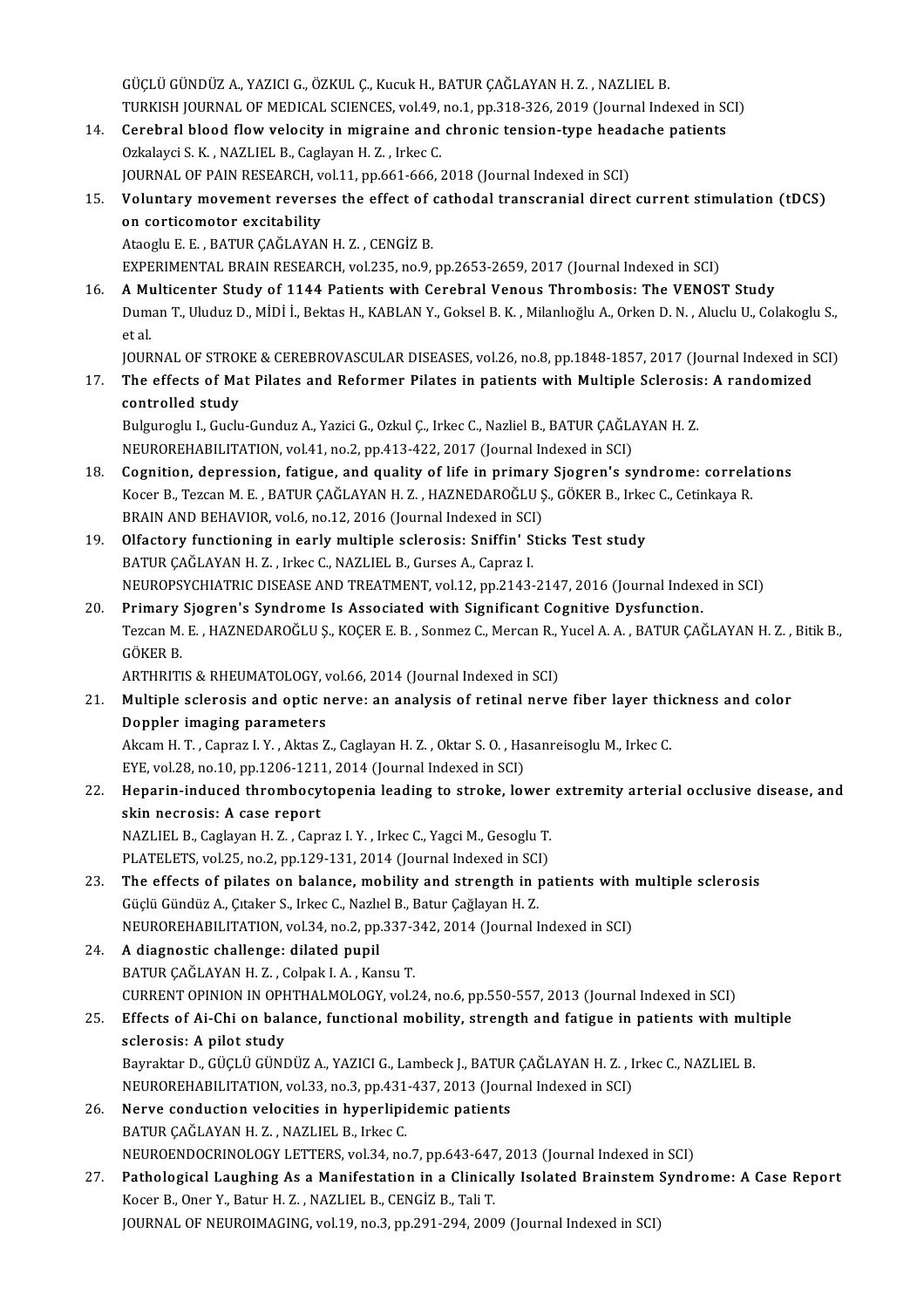GÜÇLÜ GÜNDÜZ A., YAZICI G., ÖZKUL Ç., Kucuk H., BATUR ÇAĞLAYAN H. Z. , NAZLIEL B.
TURKISH JOURNAL OF MEDICAL SCIENCES, vol.49, no.1, pp.318-326, 2019 (Journal Indexed in SCI)

14. **Cerebral blood flow velocity in migraine and chronic tension-type headache patients**
Ozkalayci S. K. , NAZLIEL B., Caglayan H. Z. , Irkec C.
JOURNAL OF PAIN RESEARCH, vol.11, pp.661-666, 2018 (Journal Indexed in SCI)

15. **Voluntary movement reverses the effect of cathodal transcranial direct current stimulation (tDCS) on corticomotor excitability**
Ataoglu E. E. , BATUR ÇAĞLAYAN H. Z. , CENGİZ B.
EXPERIMENTAL BRAIN RESEARCH, vol.235, no.9, pp.2653-2659, 2017 (Journal Indexed in SCI)

16. **A Multicenter Study of 1144 Patients with Cerebral Venous Thrombosis: The VENOST Study**
Duman T., Uluduz D., MİDİ İ., Bektas H., KABLAN Y., Goksel B. K. , Milanlıoğlu A., Orken D. N. , Aluclu U., Colakoglu S., et al.
JOURNAL OF STROKE & CEREBROVASCULAR DISEASES, vol.26, no.8, pp.1848-1857, 2017 (Journal Indexed in SCI)

17. **The effects of Mat Pilates and Reformer Pilates in patients with Multiple Sclerosis: A randomized controlled study**
Bulguroglu I., Guclu-Gunduz A., Yazici G., Ozkul Ç., Irkec C., Nazliel B., BATUR ÇAĞLAYAN H. Z.
NEUROREHABILITATION, vol.41, no.2, pp.413-422, 2017 (Journal Indexed in SCI)

18. **Cognition, depression, fatigue, and quality of life in primary Sjogren's syndrome: correlations**
Kocer B., Tezcan M. E. , BATUR ÇAĞLAYAN H. Z. , HAZNEDAROĞLU Ş., GÖKER B., Irkec C., Cetinkaya R.
BRAIN AND BEHAVIOR, vol.6, no.12, 2016 (Journal Indexed in SCI)

19. **Olfactory functioning in early multiple sclerosis: Sniffin' Sticks Test study**
BATUR ÇAĞLAYAN H. Z. , Irkec C., NAZLIEL B., Gurses A., Capraz I.
NEUROPSYCHIATRIC DISEASE AND TREATMENT, vol.12, pp.2143-2147, 2016 (Journal Indexed in SCI)

20. **Primary Sjogren's Syndrome Is Associated with Significant Cognitive Dysfunction.**
Tezcan M. E. , HAZNEDAROĞLU Ş., KOÇER E. B. , Sonmez C., Mercan R., Yucel A. A. , BATUR ÇAĞLAYAN H. Z. , Bitik B., GÖKER B.
ARTHRITIS & RHEUMATOLOGY, vol.66, 2014 (Journal Indexed in SCI)

21. **Multiple sclerosis and optic nerve: an analysis of retinal nerve fiber layer thickness and color Doppler imaging parameters**
Akcam H. T. , Capraz I. Y. , Aktas Z., Caglayan H. Z. , Oktar S. O. , Hasanreisoglu M., Irkec C.
EYE, vol.28, no.10, pp.1206-1211, 2014 (Journal Indexed in SCI)

22. **Heparin-induced thrombocytopenia leading to stroke, lower extremity arterial occlusive disease, and skin necrosis: A case report**
NAZLIEL B., Caglayan H. Z. , Capraz I. Y. , Irkec C., Yagci M., Gesoglu T.
PLATELETS, vol.25, no.2, pp.129-131, 2014 (Journal Indexed in SCI)

23. **The effects of pilates on balance, mobility and strength in patients with multiple sclerosis**
Güçlü Gündüz A., Çıtaker S., Irkec C., Nazlıel B., Batur Çağlayan H. Z.
NEUROREHABILITATION, vol.34, no.2, pp.337-342, 2014 (Journal Indexed in SCI)

24. **A diagnostic challenge: dilated pupil**
BATUR ÇAĞLAYAN H. Z. , Colpak I. A. , Kansu T.
CURRENT OPINION IN OPHTHALMOLOGY, vol.24, no.6, pp.550-557, 2013 (Journal Indexed in SCI)

25. **Effects of Ai-Chi on balance, functional mobility, strength and fatigue in patients with multiple sclerosis: A pilot study**
Bayraktar D., GÜÇLÜ GÜNDÜZ A., YAZICI G., Lambeck J., BATUR ÇAĞLAYAN H. Z. , Irkec C., NAZLIEL B.
NEUROREHABILITATION, vol.33, no.3, pp.431-437, 2013 (Journal Indexed in SCI)

26. **Nerve conduction velocities in hyperlipidemic patients**
BATUR ÇAĞLAYAN H. Z. , NAZLIEL B., Irkec C.
NEUROENDOCRINOLOGY LETTERS, vol.34, no.7, pp.643-647, 2013 (Journal Indexed in SCI)

27. **Pathological Laughing As a Manifestation in a Clinically Isolated Brainstem Syndrome: A Case Report**
Kocer B., Oner Y., Batur H. Z. , NAZLIEL B., CENGİZ B., Tali T.
JOURNAL OF NEUROIMAGING, vol.19, no.3, pp.291-294, 2009 (Journal Indexed in SCI)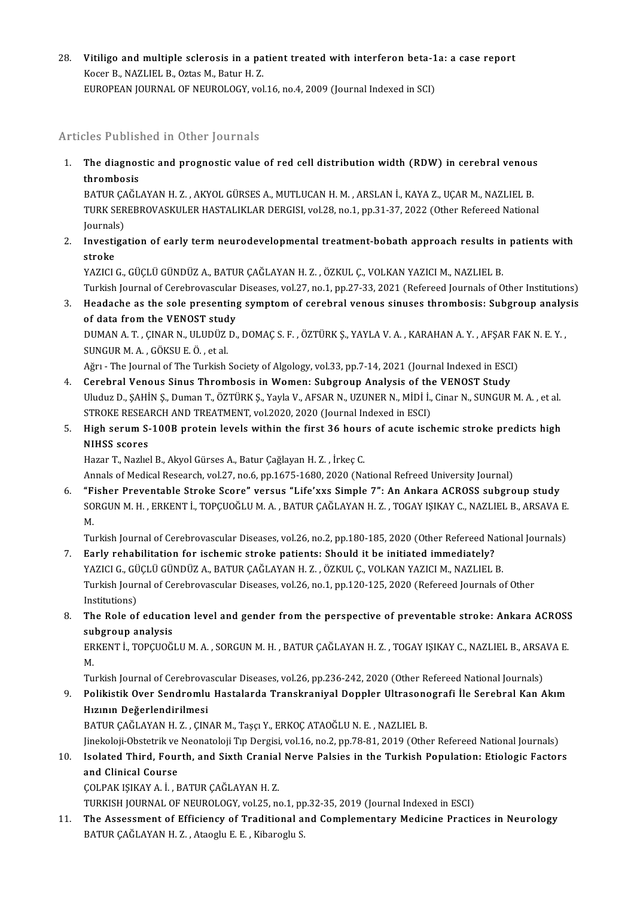28. **Vitiligo and multiple sclerosis in a patient treated with interferon beta-1a: a case report**
Kocer B., NAZLIEL B., Oztas M., Batur H. Z.
EUROPEAN JOURNAL OF NEUROLOGY, vol.16, no.4, 2009 (Journal Indexed in SCI)

## Articles Published in Other Journals

1. **The diagnostic and prognostic value of red cell distribution width (RDW) in cerebral venous thrombosis**
BATUR ÇAĞLAYAN H. Z. , AKYOL GÜRSES A., MUTLUCAN H. M. , ARSLAN İ., KAYA Z., UÇAR M., NAZLIEL B.
TURK SEREBROVASKULER HASTALIKLAR DERGISI, vol.28, no.1, pp.31-37, 2022 (Other Refereed National Journals)
2. **Investigation of early term neurodevelopmental treatment-bobath approach results in patients with stroke**
YAZICI G., GÜÇLÜ GÜNDÜZ A., BATUR ÇAĞLAYAN H. Z. , ÖZKUL Ç., VOLKAN YAZICI M., NAZLIEL B.
Turkish Journal of Cerebrovascular Diseases, vol.27, no.1, pp.27-33, 2021 (Refereed Journals of Other Institutions)
3. **Headache as the sole presenting symptom of cerebral venous sinuses thrombosis: Subgroup analysis of data from the VENOST study**
DUMAN A. T. , ÇINAR N., ULUDÜZ D., DOMAÇ S. F. , ÖZTÜRK Ş., YAYLA V. A. , KARAHAN A. Y. , AFŞAR FAK N. E. Y. , SUNGUR M. A. , GÖKSU E. Ö. , et al.
Ağrı - The Journal of The Turkish Society of Algology, vol.33, pp.7-14, 2021 (Journal Indexed in ESCI)
4. **Cerebral Venous Sinus Thrombosis in Women: Subgroup Analysis of the VENOST Study**
Uluduz D., ŞAHİN Ş., Duman T., ÖZTÜRK Ş., Yayla V., AFSAR N., UZUNER N., MİDİ İ., Cinar N., SUNGUR M. A. , et al.
STROKE RESEARCH AND TREATMENT, vol.2020, 2020 (Journal Indexed in ESCI)
5. **High serum S-100B protein levels within the first 36 hours of acute ischemic stroke predicts high NIHSS scores**
Hazar T., Nazlıel B., Akyol Gürses A., Batur Çağlayan H. Z. , İrkeç C.
Annals of Medical Research, vol.27, no.6, pp.1675-1680, 2020 (National Refreed University Journal)
6. **"Fisher Preventable Stroke Score" versus "Life'xxs Simple 7": An Ankara ACROSS subgroup study**
SORGUN M. H. , ERKENT İ., TOPÇUOĞLU M. A. , BATUR ÇAĞLAYAN H. Z. , TOGAY IŞIKAY C., NAZLIEL B., ARSAVA E. M.
Turkish Journal of Cerebrovascular Diseases, vol.26, no.2, pp.180-185, 2020 (Other Refereed National Journals)
7. **Early rehabilitation for ischemic stroke patients: Should it be initiated immediately?**
YAZICI G., GÜÇLÜ GÜNDÜZ A., BATUR ÇAĞLAYAN H. Z. , ÖZKUL Ç., VOLKAN YAZICI M., NAZLIEL B.
Turkish Journal of Cerebrovascular Diseases, vol.26, no.1, pp.120-125, 2020 (Refereed Journals of Other Institutions)
8. **The Role of education level and gender from the perspective of preventable stroke: Ankara ACROSS subgroup analysis**
ERKENT İ., TOPÇUOĞLU M. A. , SORGUN M. H. , BATUR ÇAĞLAYAN H. Z. , TOGAY IŞIKAY C., NAZLIEL B., ARSAVA E. M.
Turkish Journal of Cerebrovascular Diseases, vol.26, pp.236-242, 2020 (Other Refereed National Journals)
9. **Polikistik Over Sendromlu Hastalarda Transkraniyal Doppler Ultrasonografi İle Serebral Kan Akım Hızının Değerlendirilmesi**
BATUR ÇAĞLAYAN H. Z. , ÇINAR M., Taşçı Y., ERKOÇ ATAOĞLU N. E. , NAZLIEL B.
Jinekoloji-Obstetrik ve Neonatoloji Tıp Dergisi, vol.16, no.2, pp.78-81, 2019 (Other Refereed National Journals)
10. **Isolated Third, Fourth, and Sixth Cranial Nerve Palsies in the Turkish Population: Etiologic Factors and Clinical Course**
ÇOLPAK IŞIKAY A. İ. , BATUR ÇAĞLAYAN H. Z.
TURKISH JOURNAL OF NEUROLOGY, vol.25, no.1, pp.32-35, 2019 (Journal Indexed in ESCI)
11. **The Assessment of Efficiency of Traditional and Complementary Medicine Practices in Neurology**
BATUR ÇAĞLAYAN H. Z. , Ataoglu E. E. , Kibaroglu S.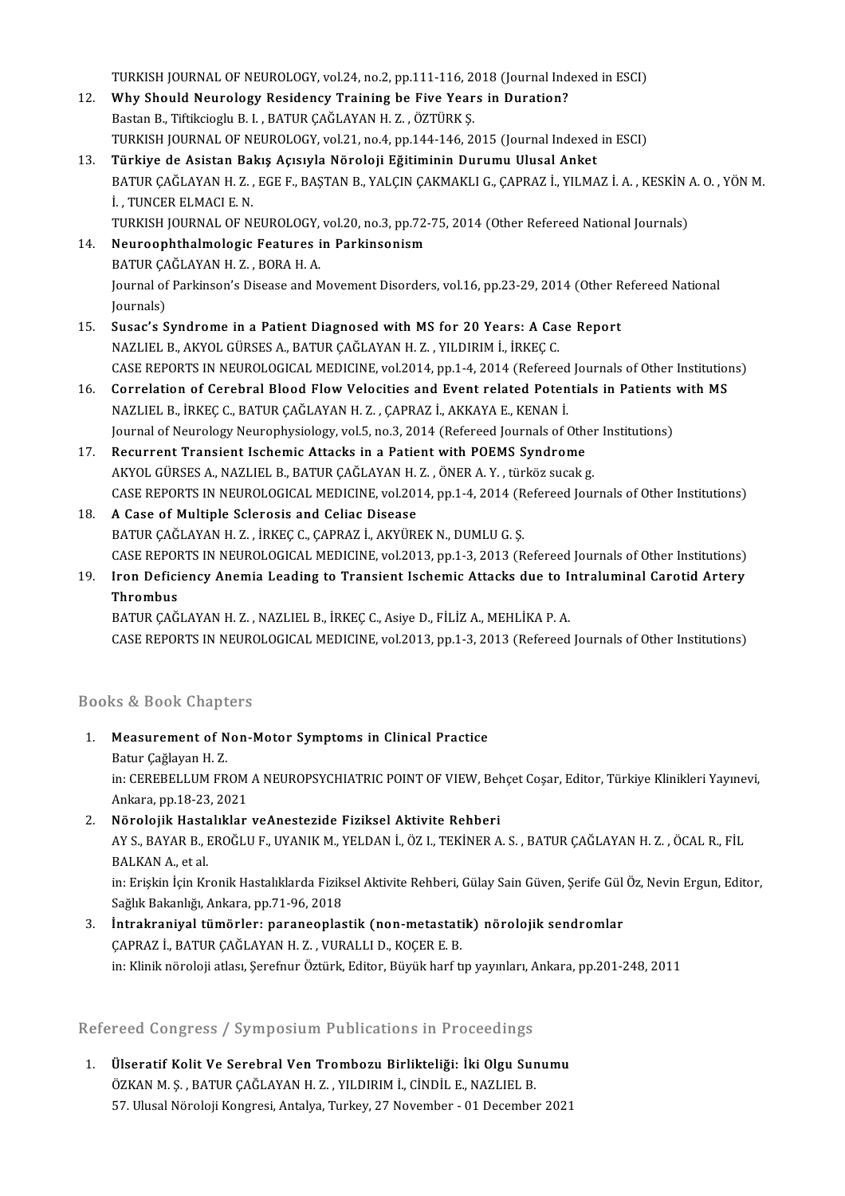TURKISH JOURNAL OF NEUROLOGY, vol.24, no.2, pp.111-116, 2018 (Journal Indexed in ESCI)

12. **Why Should Neurology Residency Training be Five Years in Duration?**
    Bastan B., Tiftikcioglu B. I. , BATUR ÇAĞLAYAN H. Z. , ÖZTÜRK Ş.
    TURKISH JOURNAL OF NEUROLOGY, vol.21, no.4, pp.144-146, 2015 (Journal Indexed in ESCI)
13. **Türkiye de Asistan Bakış Açısıyla Nöroloji Eğitiminin Durumu Ulusal Anket**
    BATUR ÇAĞLAYAN H. Z. , EGE F., BAŞTAN B., YALÇIN ÇAKMAKLI G., ÇAPRAZ İ., YILMAZ İ. A. , KESKİN A. O. , YÖN M. İ. , TUNCER ELMACI E. N.
    TURKISH JOURNAL OF NEUROLOGY, vol.20, no.3, pp.72-75, 2014 (Other Refereed National Journals)
14. **Neuroophthalmologic Features in Parkinsonism**
    BATUR ÇAĞLAYAN H. Z. , BORA H. A.
    Journal of Parkinson's Disease and Movement Disorders, vol.16, pp.23-29, 2014 (Other Refereed National Journals)
15. **Susac's Syndrome in a Patient Diagnosed with MS for 20 Years: A Case Report**
    NAZLIEL B., AKYOL GÜRSES A., BATUR ÇAĞLAYAN H. Z. , YILDIRIM İ., İRKEÇ C.
    CASE REPORTS IN NEUROLOGICAL MEDICINE, vol.2014, pp.1-4, 2014 (Refereed Journals of Other Institutions)
16. **Correlation of Cerebral Blood Flow Velocities and Event related Potentials in Patients with MS**
    NAZLIEL B., İRKEÇ C., BATUR ÇAĞLAYAN H. Z. , ÇAPRAZ İ., AKKAYA E., KENAN İ.
    Journal of Neurology Neurophysiology, vol.5, no.3, 2014 (Refereed Journals of Other Institutions)
17. **Recurrent Transient Ischemic Attacks in a Patient with POEMS Syndrome**
    AKYOL GÜRSES A., NAZLIEL B., BATUR ÇAĞLAYAN H. Z. , ÖNER A. Y. , türköz sucak g.
    CASE REPORTS IN NEUROLOGICAL MEDICINE, vol.2014, pp.1-4, 2014 (Refereed Journals of Other Institutions)
18. **A Case of Multiple Sclerosis and Celiac Disease**
    BATUR ÇAĞLAYAN H. Z. , İRKEÇ C., ÇAPRAZ İ., AKYÜREK N., DUMLU G. Ş.
    CASE REPORTS IN NEUROLOGICAL MEDICINE, vol.2013, pp.1-3, 2013 (Refereed Journals of Other Institutions)
19. **Iron Deficiency Anemia Leading to Transient Ischemic Attacks due to Intraluminal Carotid Artery Thrombus**
    BATUR ÇAĞLAYAN H. Z. , NAZLIEL B., İRKEÇ C., Asiye D., FİLİZ A., MEHLİKA P. A.
    CASE REPORTS IN NEUROLOGICAL MEDICINE, vol.2013, pp.1-3, 2013 (Refereed Journals of Other Institutions)

## Books & Book Chapters

1. **Measurement of Non-Motor Symptoms in Clinical Practice**
   Batur Çağlayan H. Z.
   in: CEREBELLUM FROM A NEUROPSYCHIATRIC POINT OF VIEW, Behçet Coşar, Editor, Türkiye Klinikleri Yayınevi, Ankara, pp.18-23, 2021
2. **Nörolojik Hastalıklar veAnestezide Fiziksel Aktivite Rehberi**
   AY S., BAYAR B., EROĞLU F., UYANIK M., YELDAN İ., ÖZ I., TEKİNER A. S. , BATUR ÇAĞLAYAN H. Z. , ÖCAL R., FİL BALKAN A., et al.
   in: Erişkin İçin Kronik Hastalıklarda Fiziksel Aktivite Rehberi, Gülay Sain Güven, Şerife Gül Öz, Nevin Ergun, Editor, Sağlık Bakanlığı, Ankara, pp.71-96, 2018
3. **İntrakraniyal tümörler: paraneoplastik (non-metastatik) nörolojik sendromlar**
   ÇAPRAZ İ., BATUR ÇAĞLAYAN H. Z. , VURALLI D., KOÇER E. B.
   in: Klinik nöroloji atlası, Şerefnur Öztürk, Editor, Büyük harf tıp yayınları, Ankara, pp.201-248, 2011

## Refereed Congress / Symposium Publications in Proceedings

1. **Ülseratif Kolit Ve Serebral Ven Trombozu Birlikteliği: İki Olgu Sunumu**
   ÖZKAN M. Ş. , BATUR ÇAĞLAYAN H. Z. , YILDIRIM İ., CİNDİL E., NAZLIEL B.
   57. Ulusal Nöroloji Kongresi, Antalya, Turkey, 27 November - 01 December 2021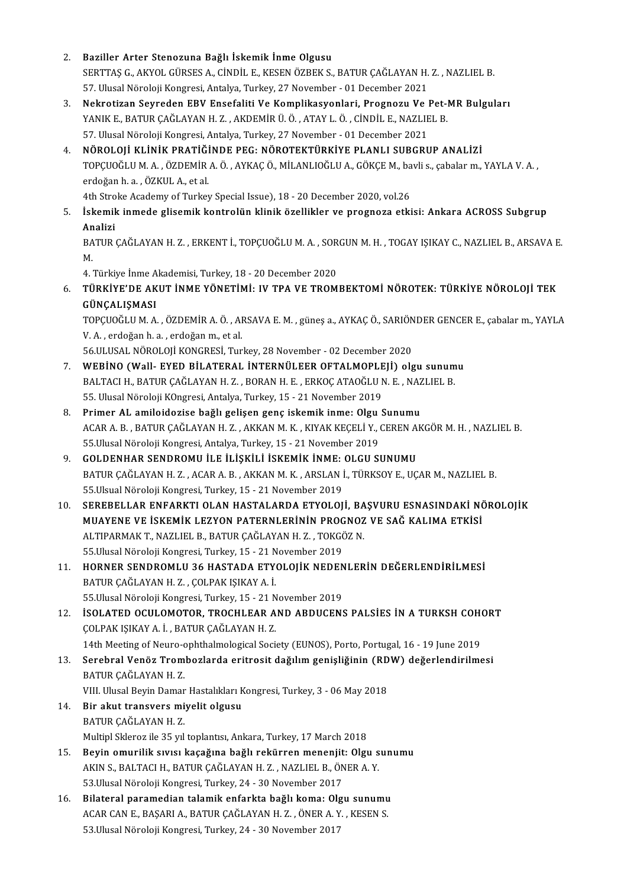2. **Baziller Arter Stenozuna Bağlı İskemik İnme Olgusu**
   SERTTAŞ G., AKYOL GÜRSES A., CİNDİL E., KESEN ÖZBEK S., BATUR ÇAĞLAYAN H. Z. , NAZLIEL B.
   57. Ulusal Nöroloji Kongresi, Antalya, Turkey, 27 November - 01 December 2021
3. **Nekrotizan Seyreden EBV Ensefaliti Ve Komplikasyonlari, Prognozu Ve Pet-MR Bulguları**
   YANIK E., BATUR ÇAĞLAYAN H. Z. , AKDEMİR Ü. Ö. , ATAY L. Ö. , CİNDİL E., NAZLIEL B.
   57. Ulusal Nöroloji Kongresi, Antalya, Turkey, 27 November - 01 December 2021
4. **NÖROLOJİ KLİNİK PRATİĞİNDE PEG: NÖROTEKTÜRKİYE PLANLI SUBGRUP ANALİZİ**
   TOPÇUOĞLU M. A. , ÖZDEMİR A. Ö. , AYKAÇ Ö., MİLANLIOĞLU A., GÖKÇE M., bavli s., çabalar m., YAYLA V. A. , erdoğan h. a. , ÖZKUL A., et al.
   4th Stroke Academy of Turkey Special Issue), 18 - 20 December 2020, vol.26
5. **İskemik inmede glisemik kontrolün klinik özellikler ve prognoza etkisi: Ankara ACROSS Subgrup Analizi**
   BATUR ÇAĞLAYAN H. Z. , ERKENT İ., TOPÇUOĞLU M. A. , SORGUN M. H. , TOGAY IŞIKAY C., NAZLIEL B., ARSAVA E. M.
   4. Türkiye İnme Akademisi, Turkey, 18 - 20 December 2020
6. **TÜRKİYE'DE AKUT İNME YÖNETİMİ: IV TPA VE TROMBEKTOMİ NÖROTEK: TÜRKİYE NÖROLOJİ TEK GÜNÇALIŞMASI**
   TOPÇUOĞLU M. A. , ÖZDEMİR A. Ö. , ARSAVA E. M. , güneş a., AYKAÇ Ö., SARIÖNDER GENCER E., çabalar m., YAYLA V. A. , erdoğan h. a. , erdoğan m., et al.
   56.ULUSAL NÖROLOJİ KONGRESİ, Turkey, 28 November - 02 December 2020
7. **WEBİNO (Wall- EYED BİLATERAL İNTERNÜLEER OFTALMOPLEJİ) olgu sunumu**
   BALTACI H., BATUR ÇAĞLAYAN H. Z. , BORAN H. E. , ERKOÇ ATAOĞLU N. E. , NAZLIEL B.
   55. Ulusal Nöroloji KOngresi, Antalya, Turkey, 15 - 21 November 2019
8. **Primer AL amiloidozise bağlı gelişen genç iskemik inme: Olgu Sunumu**
   ACAR A. B. , BATUR ÇAĞLAYAN H. Z. , AKKAN M. K. , KIYAK KEÇELİ Y., CEREN AKGÖR M. H. , NAZLIEL B.
   55.Ulusal Nöroloji Kongresi, Antalya, Turkey, 15 - 21 November 2019
9. **GOLDENHAR SENDROMU İLE İLİŞKİLİ İSKEMİK İNME: OLGU SUNUMU**
   BATUR ÇAĞLAYAN H. Z. , ACAR A. B. , AKKAN M. K. , ARSLAN İ., TÜRKSOY E., UÇAR M., NAZLIEL B.
   55.Ulsual Nöroloji Kongresi, Turkey, 15 - 21 November 2019
10. **SEREBELLAR ENFARKTI OLAN HASTALARDA ETYOLOJİ, BAŞVURU ESNASINDAKİ NÖROLOJİK MUAYENE VE İSKEMİK LEZYON PATERNLERİNİN PROGNOZ VE SAĞ KALIMA ETKİSİ**
    ALTIPARMAK T., NAZLIEL B., BATUR ÇAĞLAYAN H. Z. , TOKGÖZ N.
    55.Ulusal Nöroloji Kongresi, Turkey, 15 - 21 November 2019
11. **HORNER SENDROMLU 36 HASTADA ETYOLOJİK NEDENLERİN DEĞERLENDİRİLMESİ**
    BATUR ÇAĞLAYAN H. Z. , ÇOLPAK IŞIKAY A. İ.
    55.Ulusal Nöroloji Kongresi, Turkey, 15 - 21 November 2019
12. **İSOLATED OCULOMOTOR, TROCHLEAR AND ABDUCENS PALSİES İN A TURKSH COHORT**
    ÇOLPAK IŞIKAY A. İ. , BATUR ÇAĞLAYAN H. Z.
    14th Meeting of Neuro-ophthalmological Society (EUNOS), Porto, Portugal, 16 - 19 June 2019
13. **Serebral Venöz Trombozlarda eritrosit dağılım genişliğinin (RDW) değerlendirilmesi**
    BATUR ÇAĞLAYAN H. Z.
    VIII. Ulusal Beyin Damar Hastalıkları Kongresi, Turkey, 3 - 06 May 2018
14. **Bir akut transvers miyelit olgusu**
    BATUR ÇAĞLAYAN H. Z.
    Multipl Skleroz ile 35 yıl toplantısı, Ankara, Turkey, 17 March 2018
15. **Beyin omurilik sıvısı kaçağına bağlı rekürren menenjit: Olgu sunumu**
    AKIN S., BALTACI H., BATUR ÇAĞLAYAN H. Z. , NAZLIEL B., ÖNER A. Y.
    53.Ulusal Nöroloji Kongresi, Turkey, 24 - 30 November 2017
16. **Bilateral paramedian talamik enfarkta bağlı koma: Olgu sunumu**
    ACAR CAN E., BAŞARI A., BATUR ÇAĞLAYAN H. Z. , ÖNER A. Y. , KESEN S.
    53.Ulusal Nöroloji Kongresi, Turkey, 24 - 30 November 2017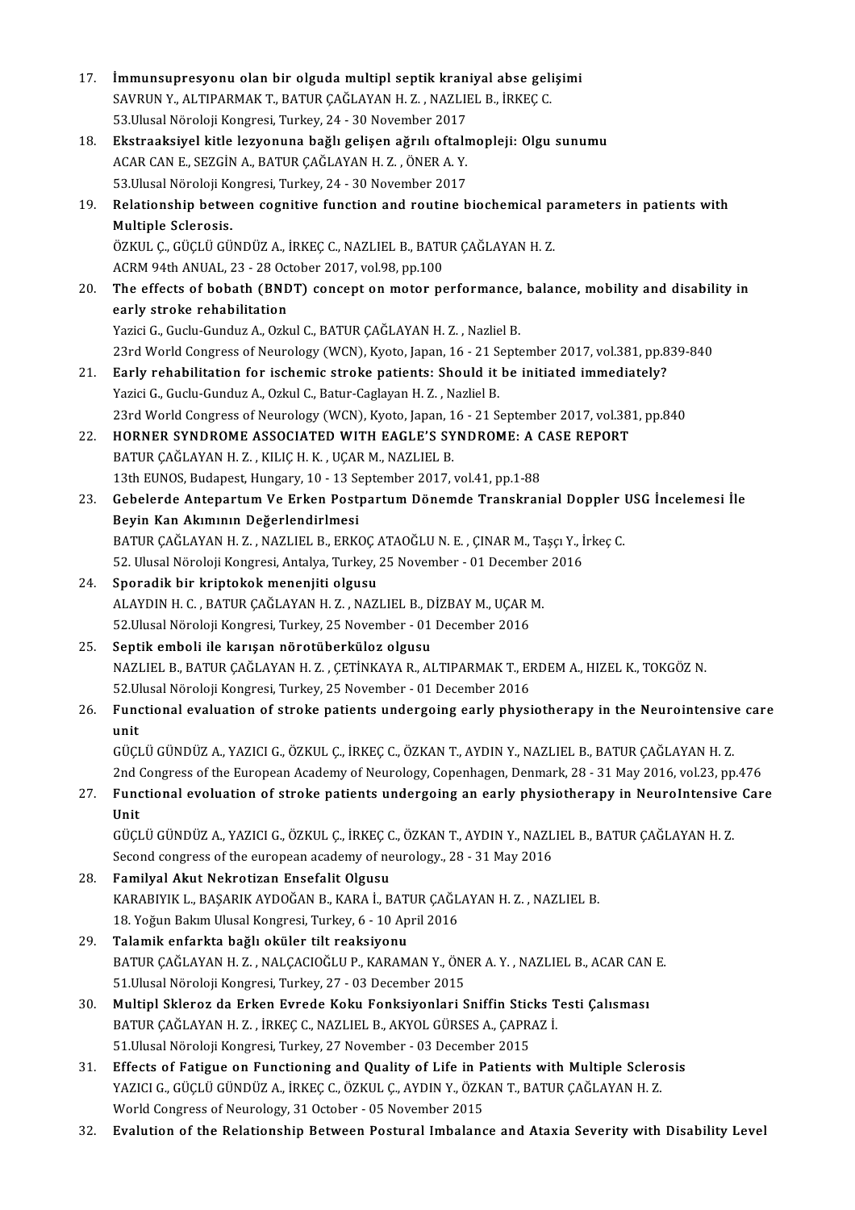17. **İmmunsupresyonu olan bir olguda multipl septik kraniyal abse gelişimi**
    SAVRUN Y., ALTIPARMAK T., BATUR ÇAĞLAYAN H. Z. , NAZLIEL B., İRKEÇ C.
    53.Ulusal Nöroloji Kongresi, Turkey, 24 - 30 November 2017
18. **Ekstraaksiyel kitle lezyonuna bağlı gelişen ağrılı oftalmopleji: Olgu sunumu**
    ACAR CAN E., SEZGİN A., BATUR ÇAĞLAYAN H. Z. , ÖNER A. Y.
    53.Ulusal Nöroloji Kongresi, Turkey, 24 - 30 November 2017
19. **Relationship between cognitive function and routine biochemical parameters in patients with Multiple Sclerosis.**
    ÖZKUL Ç., GÜÇLÜ GÜNDÜZ A., İRKEÇ C., NAZLIEL B., BATUR ÇAĞLAYAN H. Z.
    ACRM 94th ANUAL, 23 - 28 October 2017, vol.98, pp.100
20. **The effects of bobath (BNDT) concept on motor performance, balance, mobility and disability in early stroke rehabilitation**
    Yazici G., Guclu-Gunduz A., Ozkul C., BATUR ÇAĞLAYAN H. Z. , Nazliel B.
    23rd World Congress of Neurology (WCN), Kyoto, Japan, 16 - 21 September 2017, vol.381, pp.839-840
21. **Early rehabilitation for ischemic stroke patients: Should it be initiated immediately?**
    Yazici G., Guclu-Gunduz A., Ozkul C., Batur-Caglayan H. Z. , Nazliel B.
    23rd World Congress of Neurology (WCN), Kyoto, Japan, 16 - 21 September 2017, vol.381, pp.840
22. **HORNER SYNDROME ASSOCIATED WITH EAGLE'S SYNDROME: A CASE REPORT**
    BATUR ÇAĞLAYAN H. Z. , KILIÇ H. K. , UÇAR M., NAZLIEL B.
    13th EUNOS, Budapest, Hungary, 10 - 13 September 2017, vol.41, pp.1-88
23. **Gebelerde Antepartum Ve Erken Postpartum Dönemde Transkranial Doppler USG İncelemesi İle Beyin Kan Akımının Değerlendirlmesi**
    BATUR ÇAĞLAYAN H. Z. , NAZLIEL B., ERKOÇ ATAOĞLU N. E. , ÇINAR M., Taşçı Y., İrkeç C.
    52. Ulusal Nöroloji Kongresi, Antalya, Turkey, 25 November - 01 December 2016
24. **Sporadik bir kriptokok menenjiti olgusu**
    ALAYDIN H. C. , BATUR ÇAĞLAYAN H. Z. , NAZLIEL B., DİZBAY M., UÇAR M.
    52.Ulusal Nöroloji Kongresi, Turkey, 25 November - 01 December 2016
25. **Septik emboli ile karışan nörotüberküloz olgusu**
    NAZLIEL B., BATUR ÇAĞLAYAN H. Z. , ÇETİNKAYA R., ALTIPARMAK T., ERDEM A., HIZEL K., TOKGÖZ N.
    52.Ulusal Nöroloji Kongresi, Turkey, 25 November - 01 December 2016
26. **Functional evaluation of stroke patients undergoing early physiotherapy in the Neurointensive care unit**
    GÜÇLÜ GÜNDÜZ A., YAZICI G., ÖZKUL Ç., İRKEÇ C., ÖZKAN T., AYDIN Y., NAZLIEL B., BATUR ÇAĞLAYAN H. Z.
    2nd Congress of the European Academy of Neurology, Copenhagen, Denmark, 28 - 31 May 2016, vol.23, pp.476
27. **Functional evoluation of stroke patients undergoing an early physiotherapy in NeuroIntensive Care Unit**
    GÜÇLÜ GÜNDÜZ A., YAZICI G., ÖZKUL Ç., İRKEÇ C., ÖZKAN T., AYDIN Y., NAZLIEL B., BATUR ÇAĞLAYAN H. Z.
    Second congress of the european academy of neurology., 28 - 31 May 2016
28. **Familyal Akut Nekrotizan Ensefalit Olgusu**
    KARABIYIK L., BAŞARIK AYDOĞAN B., KARA İ., BATUR ÇAĞLAYAN H. Z. , NAZLIEL B.
    18. Yoğun Bakım Ulusal Kongresi, Turkey, 6 - 10 April 2016
29. **Talamik enfarkta bağlı oküler tilt reaksiyonu**
    BATUR ÇAĞLAYAN H. Z. , NALÇACIOĞLU P., KARAMAN Y., ÖNER A. Y. , NAZLIEL B., ACAR CAN E.
    51.Ulusal Nöroloji Kongresi, Turkey, 27 - 03 December 2015
30. **Multipl Skleroz da Erken Evrede Koku Fonksiyonlari Sniffin Sticks Testi Çalısması**
    BATUR ÇAĞLAYAN H. Z. , İRKEÇ C., NAZLIEL B., AKYOL GÜRSES A., ÇAPRAZ İ.
    51.Ulusal Nöroloji Kongresi, Turkey, 27 November - 03 December 2015
31. **Effects of Fatigue on Functioning and Quality of Life in Patients with Multiple Sclerosis**
    YAZICI G., GÜÇLÜ GÜNDÜZ A., İRKEÇ C., ÖZKUL Ç., AYDIN Y., ÖZKAN T., BATUR ÇAĞLAYAN H. Z.
    World Congress of Neurology, 31 October - 05 November 2015
32. **Evalution of the Relationship Between Postural Imbalance and Ataxia Severity with Disability Level**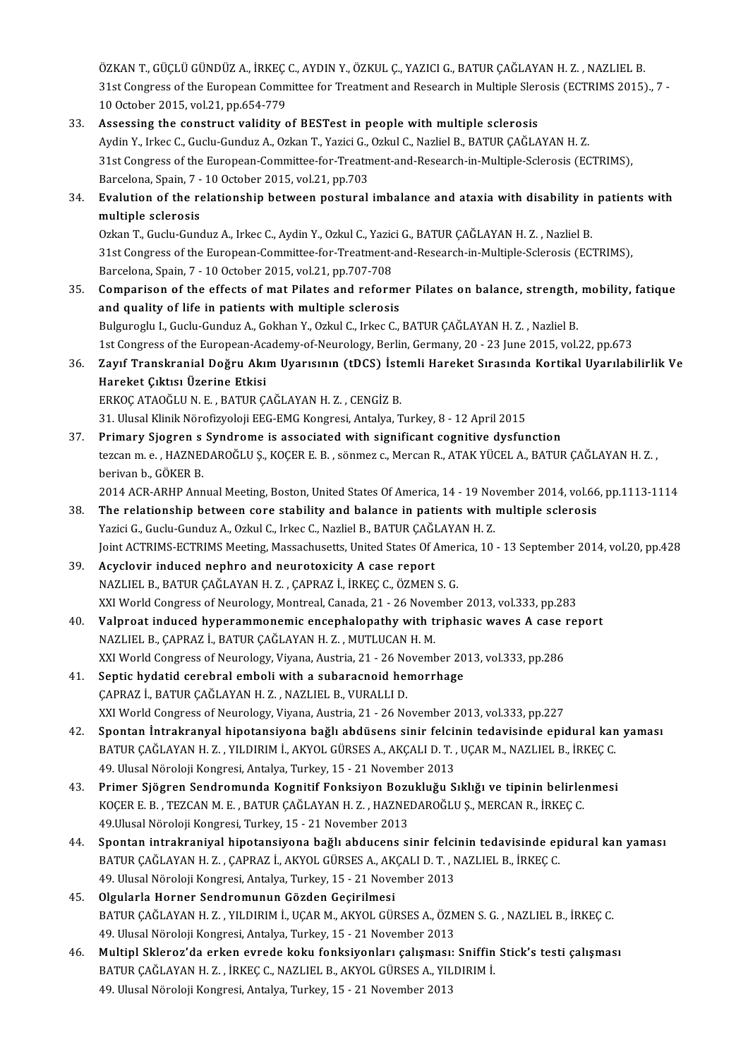ÖZKAN T., GÜÇLÜ GÜNDÜZ A., İRKEÇ C., AYDIN Y., ÖZKUL Ç., YAZICI G., BATUR ÇAĞLAYAN H. Z. , NAZLIEL B.
31st Congress of the European Committee for Treatment and Research in Multiple Slerosis (ECTRIMS 2015)., 7 - 10 October 2015, vol.21, pp.654-779

33. **Assessing the construct validity of BESTest in people with multiple sclerosis**
Aydin Y., Irkec C., Guclu-Gunduz A., Ozkan T., Yazici G., Ozkul C., Nazliel B., BATUR ÇAĞLAYAN H. Z.
31st Congress of the European-Committee-for-Treatment-and-Research-in-Multiple-Sclerosis (ECTRIMS), Barcelona, Spain, 7 - 10 October 2015, vol.21, pp.703

34. **Evalution of the relationship between postural imbalance and ataxia with disability in patients with multiple sclerosis**
Ozkan T., Guclu-Gunduz A., Irkec C., Aydin Y., Ozkul C., Yazici G., BATUR ÇAĞLAYAN H. Z. , Nazliel B.
31st Congress of the European-Committee-for-Treatment-and-Research-in-Multiple-Sclerosis (ECTRIMS), Barcelona, Spain, 7 - 10 October 2015, vol.21, pp.707-708

35. **Comparison of the effects of mat Pilates and reformer Pilates on balance, strength, mobility, fatique and quality of life in patients with multiple sclerosis**
Bulguroglu I., Guclu-Gunduz A., Gokhan Y., Ozkul C., Irkec C., BATUR ÇAĞLAYAN H. Z. , Nazliel B.
1st Congress of the European-Academy-of-Neurology, Berlin, Germany, 20 - 23 June 2015, vol.22, pp.673

36. **Zayıf Transkranial Doğru Akım Uyarısının (tDCS) İstemli Hareket Sırasında Kortikal Uyarılabilirlik Ve Hareket Çıktısı Üzerine Etkisi**
ERKOÇ ATAOĞLU N. E. , BATUR ÇAĞLAYAN H. Z. , CENGİZ B.
31. Ulusal Klinik Nörofizyoloji EEG-EMG Kongresi, Antalya, Turkey, 8 - 12 April 2015

37. **Primary Sjogren s Syndrome is associated with significant cognitive dysfunction**
tezcan m. e. , HAZNEDAROĞLU Ş., KOÇER E. B. , sönmez c., Mercan R., ATAK YÜCEL A., BATUR ÇAĞLAYAN H. Z. , berivan b., GÖKER B.
2014 ACR-ARHP Annual Meeting, Boston, United States Of America, 14 - 19 November 2014, vol.66, pp.1113-1114

38. **The relationship between core stability and balance in patients with multiple sclerosis**
Yazici G., Guclu-Gunduz A., Ozkul C., Irkec C., Nazliel B., BATUR ÇAĞLAYAN H. Z.
Joint ACTRIMS-ECTRIMS Meeting, Massachusetts, United States Of America, 10 - 13 September 2014, vol.20, pp.428

39. **Acyclovir induced nephro and neurotoxicity A case report**
NAZLIEL B., BATUR ÇAĞLAYAN H. Z. , ÇAPRAZ İ., İRKEÇ C., ÖZMEN S. G.
XXI World Congress of Neurology, Montreal, Canada, 21 - 26 November 2013, vol.333, pp.283

40. **Valproat induced hyperammonemic encephalopathy with triphasic waves A case report**
NAZLIEL B., ÇAPRAZ İ., BATUR ÇAĞLAYAN H. Z. , MUTLUCAN H. M.
XXI World Congress of Neurology, Viyana, Austria, 21 - 26 November 2013, vol.333, pp.286

41. **Septic hydatid cerebral emboli with a subaracnoid hemorrhage**
ÇAPRAZ İ., BATUR ÇAĞLAYAN H. Z. , NAZLIEL B., VURALLI D.
XXI World Congress of Neurology, Viyana, Austria, 21 - 26 November 2013, vol.333, pp.227

42. **Spontan İntrakranyal hipotansiyona bağlı abdüsens sinir felcinin tedavisinde epidural kan yaması**
BATUR ÇAĞLAYAN H. Z. , YILDIRIM İ., AKYOL GÜRSES A., AKÇALI D. T. , UÇAR M., NAZLIEL B., İRKEÇ C.
49. Ulusal Nöroloji Kongresi, Antalya, Turkey, 15 - 21 November 2013

43. **Primer Sjögren Sendromunda Kognitif Fonksiyon Bozukluğu Sıklığı ve tipinin belirlenmesi**
KOÇER E. B. , TEZCAN M. E. , BATUR ÇAĞLAYAN H. Z. , HAZNEDAROĞLU Ş., MERCAN R., İRKEÇ C.
49.Ulusal Nöroloji Kongresi, Turkey, 15 - 21 November 2013

44. **Spontan intrakraniyal hipotansiyona bağlı abducens sinir felcinin tedavisinde epidural kan yaması**
BATUR ÇAĞLAYAN H. Z. , ÇAPRAZ İ., AKYOL GÜRSES A., AKÇALI D. T. , NAZLIEL B., İRKEÇ C.
49. Ulusal Nöroloji Kongresi, Antalya, Turkey, 15 - 21 November 2013

45. **Olgularla Horner Sendromunun Gözden Geçirilmesi**
BATUR ÇAĞLAYAN H. Z. , YILDIRIM İ., UÇAR M., AKYOL GÜRSES A., ÖZMEN S. G. , NAZLIEL B., İRKEÇ C.
49. Ulusal Nöroloji Kongresi, Antalya, Turkey, 15 - 21 November 2013

46. **Multipl Skleroz'da erken evrede koku fonksiyonları çalışması: Sniffin Stick's testi çalışması**
BATUR ÇAĞLAYAN H. Z. , İRKEÇ C., NAZLIEL B., AKYOL GÜRSES A., YILDIRIM İ.
49. Ulusal Nöroloji Kongresi, Antalya, Turkey, 15 - 21 November 2013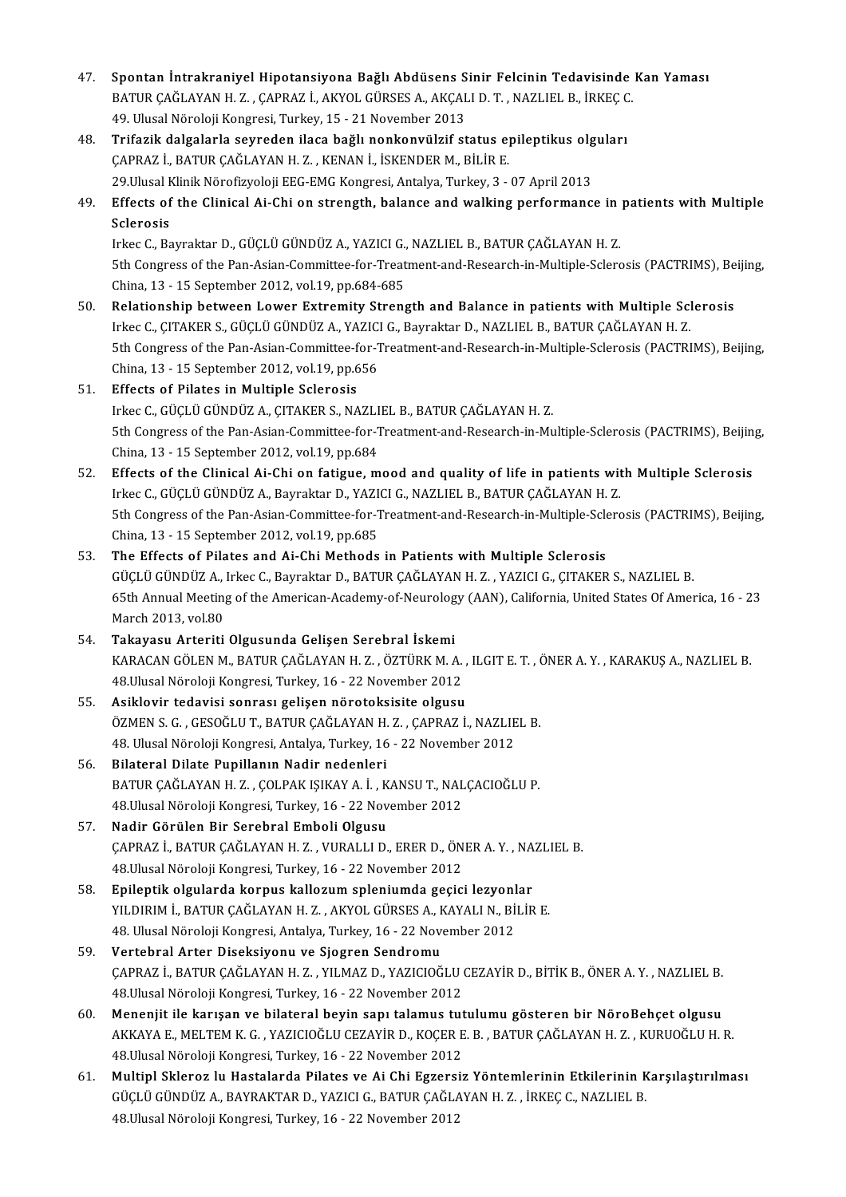47. **Spontan İntrakraniyel Hipotansiyona Bağlı Abdüsens Sinir Felcinin Tedavisinde Kan Yaması**
BATUR ÇAĞLAYAN H. Z. , ÇAPRAZ İ., AKYOL GÜRSES A., AKÇALI D. T. , NAZLIEL B., İRKEÇ C.
49. Ulusal Nöroloji Kongresi, Turkey, 15 - 21 November 2013

48. **Trifazik dalgalarla seyreden ilaca bağlı nonkonvülzif status epileptikus olguları**
ÇAPRAZ İ., BATUR ÇAĞLAYAN H. Z. , KENAN İ., İSKENDER M., BİLİR E.
29.Ulusal Klinik Nörofizyoloji EEG-EMG Kongresi, Antalya, Turkey, 3 - 07 April 2013

49. **Effects of the Clinical Ai-Chi on strength, balance and walking performance in patients with Multiple Sclerosis**
Irkec C., Bayraktar D., GÜÇLÜ GÜNDÜZ A., YAZICI G., NAZLIEL B., BATUR ÇAĞLAYAN H. Z.
5th Congress of the Pan-Asian-Committee-for-Treatment-and-Research-in-Multiple-Sclerosis (PACTRIMS), Beijing, China, 13 - 15 September 2012, vol.19, pp.684-685

50. **Relationship between Lower Extremity Strength and Balance in patients with Multiple Sclerosis**
Irkec C., ÇITAKER S., GÜÇLÜ GÜNDÜZ A., YAZICI G., Bayraktar D., NAZLIEL B., BATUR ÇAĞLAYAN H. Z.
5th Congress of the Pan-Asian-Committee-for-Treatment-and-Research-in-Multiple-Sclerosis (PACTRIMS), Beijing, China, 13 - 15 September 2012, vol.19, pp.656

51. **Effects of Pilates in Multiple Sclerosis**
Irkec C., GÜÇLÜ GÜNDÜZ A., ÇITAKER S., NAZLIEL B., BATUR ÇAĞLAYAN H. Z.
5th Congress of the Pan-Asian-Committee-for-Treatment-and-Research-in-Multiple-Sclerosis (PACTRIMS), Beijing, China, 13 - 15 September 2012, vol.19, pp.684

52. **Effects of the Clinical Ai-Chi on fatigue, mood and quality of life in patients with Multiple Sclerosis**
Irkec C., GÜÇLÜ GÜNDÜZ A., Bayraktar D., YAZICI G., NAZLIEL B., BATUR ÇAĞLAYAN H. Z.
5th Congress of the Pan-Asian-Committee-for-Treatment-and-Research-in-Multiple-Sclerosis (PACTRIMS), Beijing, China, 13 - 15 September 2012, vol.19, pp.685

53. **The Effects of Pilates and Ai-Chi Methods in Patients with Multiple Sclerosis**
GÜÇLÜ GÜNDÜZ A., Irkec C., Bayraktar D., BATUR ÇAĞLAYAN H. Z. , YAZICI G., ÇITAKER S., NAZLIEL B.
65th Annual Meeting of the American-Academy-of-Neurology (AAN), California, United States Of America, 16 - 23 March 2013, vol.80

54. **Takayasu Arteriti Olgusunda Gelişen Serebral İskemi**
KARACAN GÖLEN M., BATUR ÇAĞLAYAN H. Z. , ÖZTÜRK M. A. , ILGIT E. T. , ÖNER A. Y. , KARAKUŞ A., NAZLIEL B.
48.Ulusal Nöroloji Kongresi, Turkey, 16 - 22 November 2012

55. **Asiklovir tedavisi sonrası gelişen nörotoksisite olgusu**
ÖZMEN S. G. , GESOĞLU T., BATUR ÇAĞLAYAN H. Z. , ÇAPRAZ İ., NAZLIEL B.
48. Ulusal Nöroloji Kongresi, Antalya, Turkey, 16 - 22 November 2012

56. **Bilateral Dilate Pupillanın Nadir nedenleri**
BATUR ÇAĞLAYAN H. Z. , ÇOLPAK IŞIKAY A. İ. , KANSU T., NALÇACIOĞLU P.
48.Ulusal Nöroloji Kongresi, Turkey, 16 - 22 November 2012

57. **Nadir Görülen Bir Serebral Emboli Olgusu**
ÇAPRAZ İ., BATUR ÇAĞLAYAN H. Z. , VURALLI D., ERER D., ÖNER A. Y. , NAZLIEL B.
48.Ulusal Nöroloji Kongresi, Turkey, 16 - 22 November 2012

58. **Epileptik olgularda korpus kallozum spleniumda geçici lezyonlar**
YILDIRIM İ., BATUR ÇAĞLAYAN H. Z. , AKYOL GÜRSES A., KAYALI N., BİLİR E.
48. Ulusal Nöroloji Kongresi, Antalya, Turkey, 16 - 22 November 2012

59. **Vertebral Arter Diseksiyonu ve Sjogren Sendromu**
ÇAPRAZ İ., BATUR ÇAĞLAYAN H. Z. , YILMAZ D., YAZICIOĞLU CEZAYİR D., BİTİK B., ÖNER A. Y. , NAZLIEL B.
48.Ulusal Nöroloji Kongresi, Turkey, 16 - 22 November 2012

60. **Menenjit ile karışan ve bilateral beyin sapı talamus tutulumu gösteren bir NöroBehçet olgusu**
AKKAYA E., MELTEM K. G. , YAZICIOĞLU CEZAYİR D., KOÇER E. B. , BATUR ÇAĞLAYAN H. Z. , KURUOĞLU H. R.
48.Ulusal Nöroloji Kongresi, Turkey, 16 - 22 November 2012

61. **Multipl Skleroz lu Hastalarda Pilates ve Ai Chi Egzersiz Yöntemlerinin Etkilerinin Karşılaştırılması**
GÜÇLÜ GÜNDÜZ A., BAYRAKTAR D., YAZICI G., BATUR ÇAĞLAYAN H. Z. , İRKEÇ C., NAZLIEL B.
48.Ulusal Nöroloji Kongresi, Turkey, 16 - 22 November 2012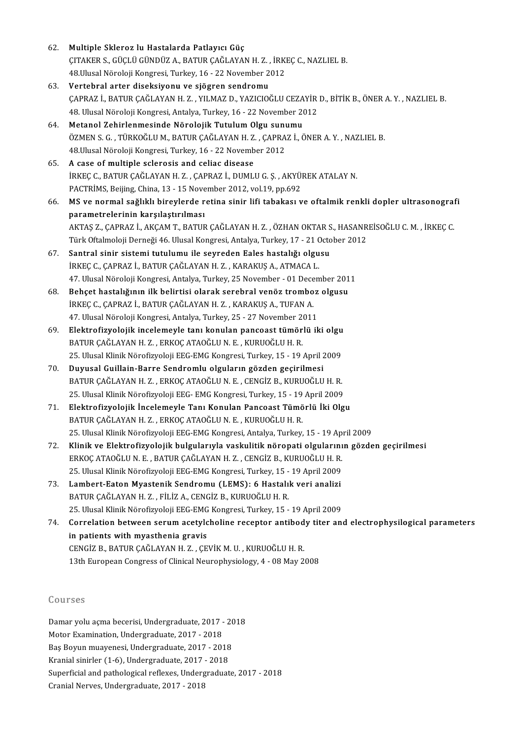62. **Multiple Skleroz lu Hastalarda Patlayıcı Güç**
    ÇITAKER S., GÜÇLÜ GÜNDÜZ A., BATUR ÇAĞLAYAN H. Z. , İRKEÇ C., NAZLIEL B.
    48.Ulusal Nöroloji Kongresi, Turkey, 16 - 22 November 2012
63. **Vertebral arter diseksiyonu ve sjögren sendromu**
    ÇAPRAZ İ., BATUR ÇAĞLAYAN H. Z. , YILMAZ D., YAZICIOĞLU CEZAYİR D., BİTİK B., ÖNER A. Y. , NAZLIEL B.
    48. Ulusal Nöroloji Kongresi, Antalya, Turkey, 16 - 22 November 2012
64. **Metanol Zehirlenmesinde Nörolojik Tutulum Olgu sunumu**
    ÖZMEN S. G. , TÜRKOĞLU M., BATUR ÇAĞLAYAN H. Z. , ÇAPRAZ İ., ÖNER A. Y. , NAZLIEL B.
    48.Ulusal Nöroloji Kongresi, Turkey, 16 - 22 November 2012
65. **A case of multiple sclerosis and celiac disease**
    İRKEÇ C., BATUR ÇAĞLAYAN H. Z. , ÇAPRAZ İ., DUMLU G. Ş. , AKYÜREK ATALAY N.
    PACTRİMS, Beijing, China, 13 - 15 November 2012, vol.19, pp.692
66. **MS ve normal sağlıklı bireylerde retina sinir lifi tabakası ve oftalmik renkli dopler ultrasonografi parametrelerinin karşılaştırılması**
    AKTAŞ Z., ÇAPRAZ İ., AKÇAM T., BATUR ÇAĞLAYAN H. Z. , ÖZHAN OKTAR S., HASANREİSOĞLU C. M. , İRKEÇ C.
    Türk Oftalmoloji Derneği 46. Ulusal Kongresi, Antalya, Turkey, 17 - 21 October 2012
67. **Santral sinir sistemi tutulumu ile seyreden Eales hastalığı olgusu**
    İRKEÇ C., ÇAPRAZ İ., BATUR ÇAĞLAYAN H. Z. , KARAKUŞ A., ATMACA L.
    47. Ulusal Nöroloji Kongresi, Antalya, Turkey, 25 November - 01 December 2011
68. **Behçet hastalığının ilk belirtisi olarak serebral venöz tromboz olgusu**
    İRKEÇ C., ÇAPRAZ İ., BATUR ÇAĞLAYAN H. Z. , KARAKUŞ A., TUFAN A.
    47. Ulusal Nöroloji Kongresi, Antalya, Turkey, 25 - 27 November 2011
69. **Elektrofizyolojik incelemeyle tanı konulan pancoast tümörlü iki olgu**
    BATUR ÇAĞLAYAN H. Z. , ERKOÇ ATAOĞLU N. E. , KURUOĞLU H. R.
    25. Ulusal Klinik Nörofizyoloji EEG-EMG Kongresi, Turkey, 15 - 19 April 2009
70. **Duyusal Guillain-Barre Sendromlu olguların gözden geçirilmesi**
    BATUR ÇAĞLAYAN H. Z. , ERKOÇ ATAOĞLU N. E. , CENGİZ B., KURUOĞLU H. R.
    25. Ulusal Klinik Nörofizyoloji EEG- EMG Kongresi, Turkey, 15 - 19 April 2009
71. **Elektrofizyolojik İncelemeyle Tanı Konulan Pancoast Tümörlü İki Olgu**
    BATUR ÇAĞLAYAN H. Z. , ERKOÇ ATAOĞLU N. E. , KURUOĞLU H. R.
    25. Ulusal Klinik Nörofizyoloji EEG-EMG Kongresi, Antalya, Turkey, 15 - 19 April 2009
72. **Klinik ve Elektrofizyolojik bulgularıyla vaskulitik nöropati olgularının gözden geçirilmesi**
    ERKOÇ ATAOĞLU N. E. , BATUR ÇAĞLAYAN H. Z. , CENGİZ B., KURUOĞLU H. R.
    25. Ulusal Klinik Nörofizyoloji EEG-EMG Kongresi, Turkey, 15 - 19 April 2009
73. **Lambert-Eaton Myastenik Sendromu (LEMS): 6 Hastalık veri analizi**
    BATUR ÇAĞLAYAN H. Z. , FİLİZ A., CENGİZ B., KURUOĞLU H. R.
    25. Ulusal Klinik Nörofizyoloji EEG-EMG Kongresi, Turkey, 15 - 19 April 2009
74. **Correlation between serum acetylcholine receptor antibody titer and electrophysilogical parameters in patients with myasthenia gravis**
    CENGİZ B., BATUR ÇAĞLAYAN H. Z. , ÇEVİK M. U. , KURUOĞLU H. R.
    13th European Congress of Clinical Neurophysiology, 4 - 08 May 2008

## Courses

Damar yolu açma becerisi, Undergraduate, 2017 - 2018
Motor Examination, Undergraduate, 2017 - 2018
Baş Boyun muayenesi, Undergraduate, 2017 - 2018
Kranial sinirler (1-6), Undergraduate, 2017 - 2018
Superficial and pathological reflexes, Undergraduate, 2017 - 2018
Cranial Nerves, Undergraduate, 2017 - 2018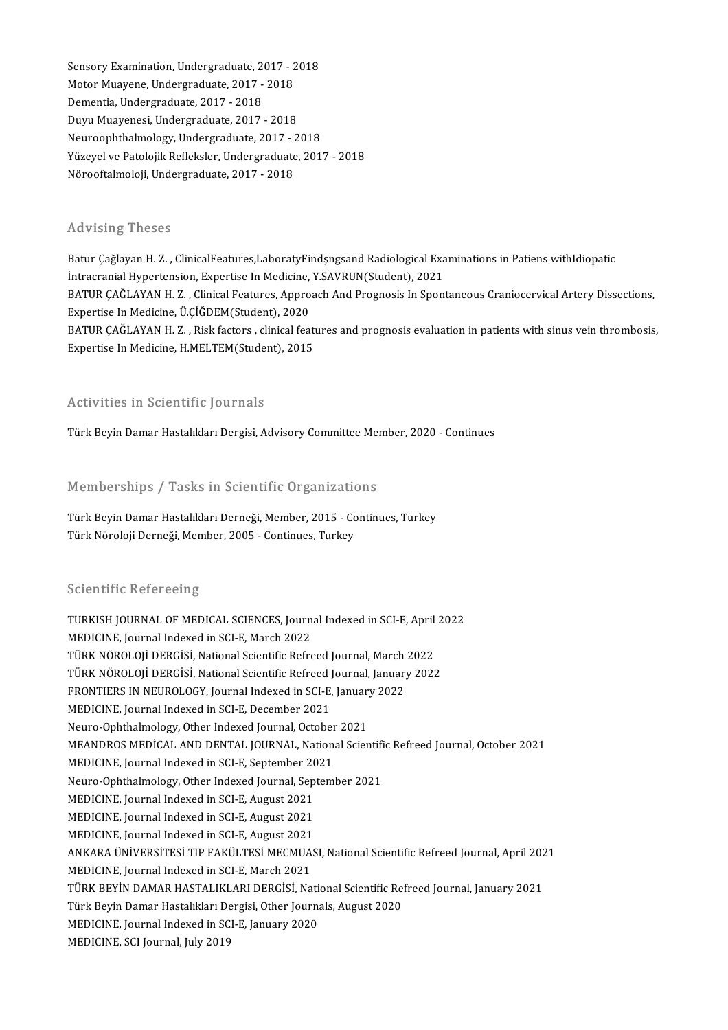Sensory Examination, Undergraduate, 2017 - 2018
Motor Muayene, Undergraduate, 2017 - 2018
Dementia, Undergraduate, 2017 - 2018
Duyu Muayenesi, Undergraduate, 2017 - 2018
Neuroophthalmology, Undergraduate, 2017 - 2018
Yüzeyel ve Patolojik Refleksler, Undergraduate, 2017 - 2018
Nörooftalmoloji, Undergraduate, 2017 - 2018

## Advising Theses

Batur Çağlayan H. Z. , ClinicalFeatures,LaboratyFindşngsand Radiological Examinations in Patiens withIdiopatic İntracranial Hypertension, Expertise In Medicine, Y.SAVRUN(Student), 2021

BATUR ÇAĞLAYAN H. Z. , Clinical Features, Approach And Prognosis In Spontaneous Craniocervical Artery Dissections, Expertise In Medicine, Ü.ÇİĞDEM(Student), 2020

BATUR ÇAĞLAYAN H. Z. , Risk factors , clinical features and prognosis evaluation in patients with sinus vein thrombosis, Expertise In Medicine, H.MELTEM(Student), 2015

## Activities in Scientific Journals

Türk Beyin Damar Hastalıkları Dergisi, Advisory Committee Member, 2020 - Continues

## Memberships / Tasks in Scientific Organizations

Türk Beyin Damar Hastalıkları Derneği, Member, 2015 - Continues, Turkey
Türk Nöroloji Derneği, Member, 2005 - Continues, Turkey

## Scientific Refereeing

TURKISH JOURNAL OF MEDICAL SCIENCES, Journal Indexed in SCI-E, April 2022
MEDICINE, Journal Indexed in SCI-E, March 2022
TÜRK NÖROLOJİ DERGİSİ, National Scientific Refreed Journal, March 2022
TÜRK NÖROLOJİ DERGİSİ, National Scientific Refreed Journal, January 2022
FRONTIERS IN NEUROLOGY, Journal Indexed in SCI-E, January 2022
MEDICINE, Journal Indexed in SCI-E, December 2021
Neuro-Ophthalmology, Other Indexed Journal, October 2021
MEANDROS MEDİCAL AND DENTAL JOURNAL, National Scientific Refreed Journal, October 2021
MEDICINE, Journal Indexed in SCI-E, September 2021
Neuro-Ophthalmology, Other Indexed Journal, September 2021
MEDICINE, Journal Indexed in SCI-E, August 2021
MEDICINE, Journal Indexed in SCI-E, August 2021
MEDICINE, Journal Indexed in SCI-E, August 2021
ANKARA ÜNİVERSİTESİ TIP FAKÜLTESİ MECMUASI, National Scientific Refreed Journal, April 2021
MEDICINE, Journal Indexed in SCI-E, March 2021
TÜRK BEYİN DAMAR HASTALIKLARI DERGİSİ, National Scientific Refreed Journal, January 2021
Türk Beyin Damar Hastalıkları Dergisi, Other Journals, August 2020
MEDICINE, Journal Indexed in SCI-E, January 2020
MEDICINE, SCI Journal, July 2019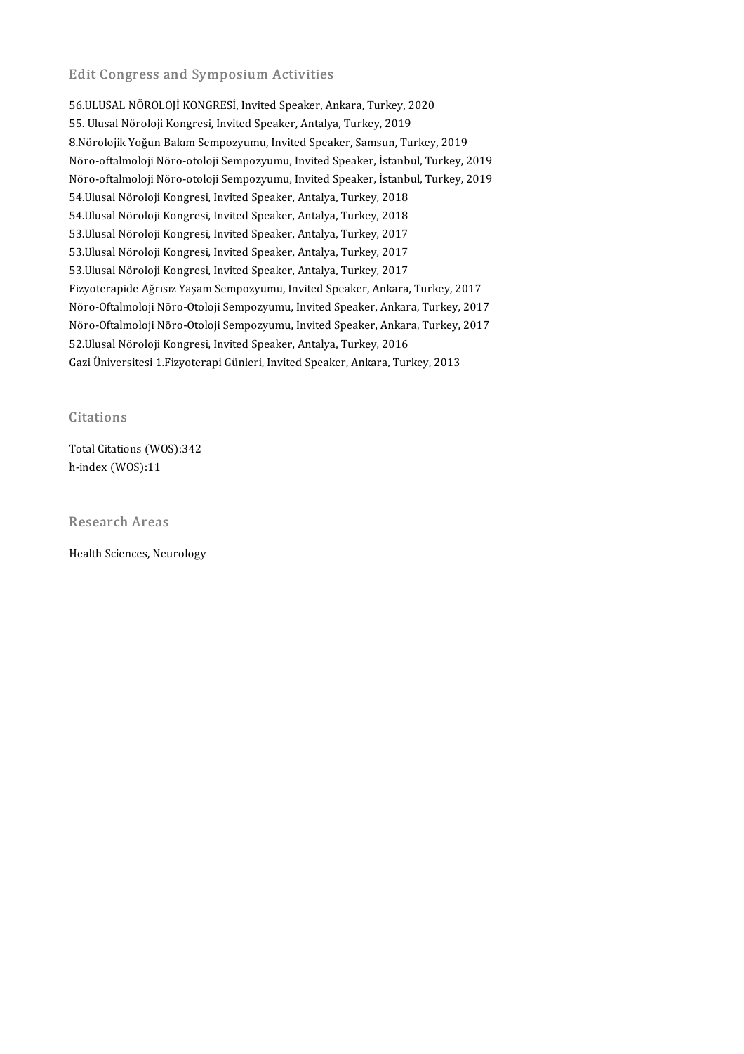## Edit Congress and Symposium Activities

56.ULUSAL NÖROLOJİ KONGRESİ, Invited Speaker, Ankara, Turkey, 2020
55. Ulusal Nöroloji Kongresi, Invited Speaker, Antalya, Turkey, 2019
8.Nörolojik Yoğun Bakım Sempozyumu, Invited Speaker, Samsun, Turkey, 2019
Nöro-oftalmoloji Nöro-otoloji Sempozyumu, Invited Speaker, İstanbul, Turkey, 2019
Nöro-oftalmoloji Nöro-otoloji Sempozyumu, Invited Speaker, İstanbul, Turkey, 2019
54.Ulusal Nöroloji Kongresi, Invited Speaker, Antalya, Turkey, 2018
54.Ulusal Nöroloji Kongresi, Invited Speaker, Antalya, Turkey, 2018
53.Ulusal Nöroloji Kongresi, Invited Speaker, Antalya, Turkey, 2017
53.Ulusal Nöroloji Kongresi, Invited Speaker, Antalya, Turkey, 2017
53.Ulusal Nöroloji Kongresi, Invited Speaker, Antalya, Turkey, 2017
Fizyoterapide Ağrısız Yaşam Sempozyumu, Invited Speaker, Ankara, Turkey, 2017
Nöro-Oftalmoloji Nöro-Otoloji Sempozyumu, Invited Speaker, Ankara, Turkey, 2017
Nöro-Oftalmoloji Nöro-Otoloji Sempozyumu, Invited Speaker, Ankara, Turkey, 2017
52.Ulusal Nöroloji Kongresi, Invited Speaker, Antalya, Turkey, 2016
Gazi Üniversitesi 1.Fizyoterapi Günleri, Invited Speaker, Ankara, Turkey, 2013

## Citations

Total Citations (WOS):342
h-index (WOS):11

## Research Areas

Health Sciences, Neurology